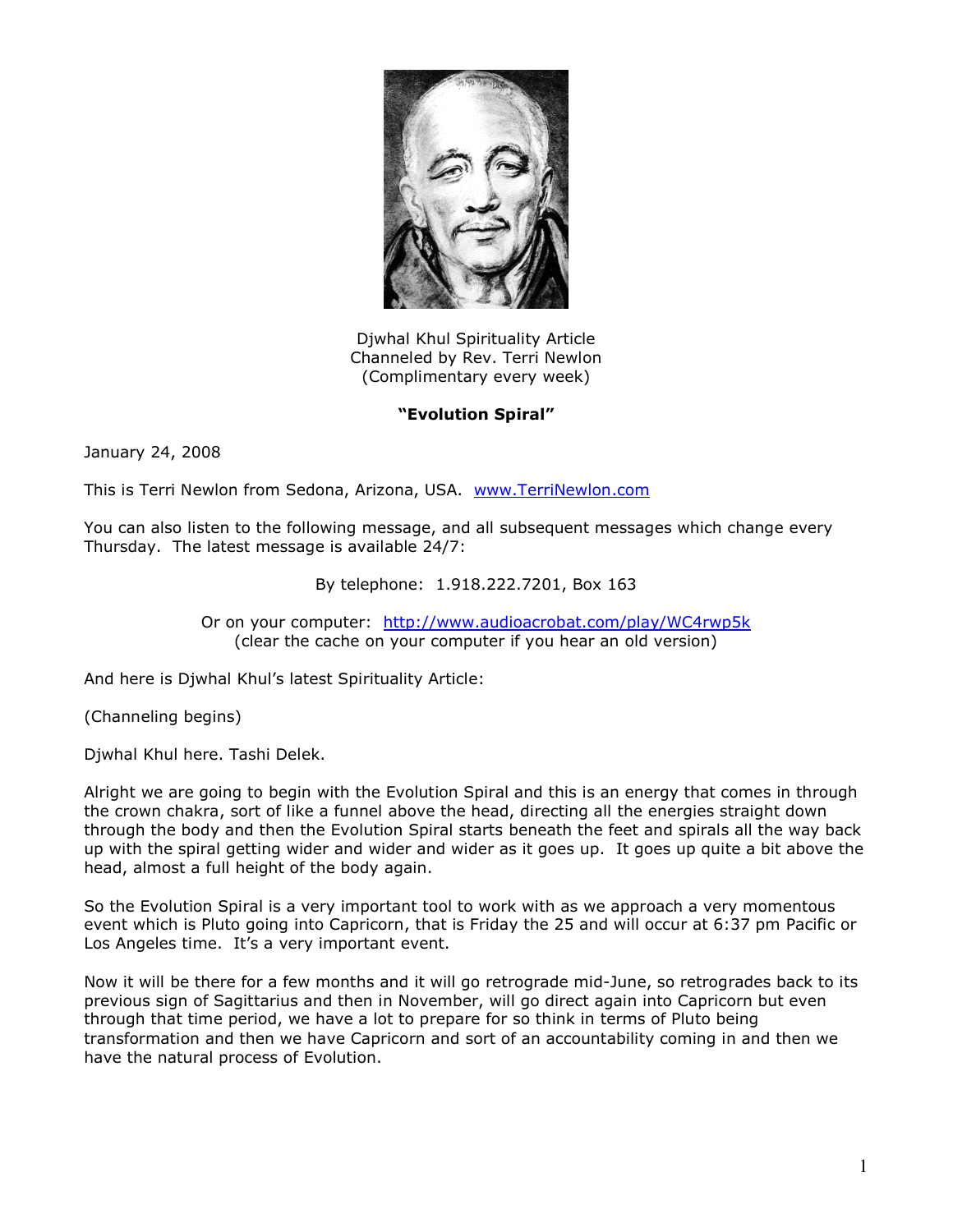Djwhal Khul Spirituality Article
Channeled by Rev. Terri Newlon
(Complimentary every week)

**"Evolution Spiral"**

January 24, 2008

This is Terri Newlon from Sedona, Arizona, USA. www.TerriNewlon.com

You can also listen to the following message, and all subsequent messages which change every Thursday. The latest message is available 24/7:

By telephone: 1.918.222.7201, Box 163

Or on your computer: http://www.audioacrobat.com/play/WC4rwp5k
(clear the cache on your computer if you hear an old version)

And here is Djwhal Khul's latest Spirituality Article:

(Channeling begins)

Djwhal Khul here. Tashi Delek.

Alright we are going to begin with the Evolution Spiral and this is an energy that comes in through the crown chakra, sort of like a funnel above the head, directing all the energies straight down through the body and then the Evolution Spiral starts beneath the feet and spirals all the way back up with the spiral getting wider and wider and wider as it goes up. It goes up quite a bit above the head, almost a full height of the body again.

So the Evolution Spiral is a very important tool to work with as we approach a very momentous event which is Pluto going into Capricorn, that is Friday the 25 and will occur at 6:37 pm Pacific or Los Angeles time. It's a very important event.

Now it will be there for a few months and it will go retrograde mid-June, so retrogrades back to its previous sign of Sagittarius and then in November, will go direct again into Capricorn but even through that time period, we have a lot to prepare for so think in terms of Pluto being transformation and then we have Capricorn and sort of an accountability coming in and then we have the natural process of Evolution.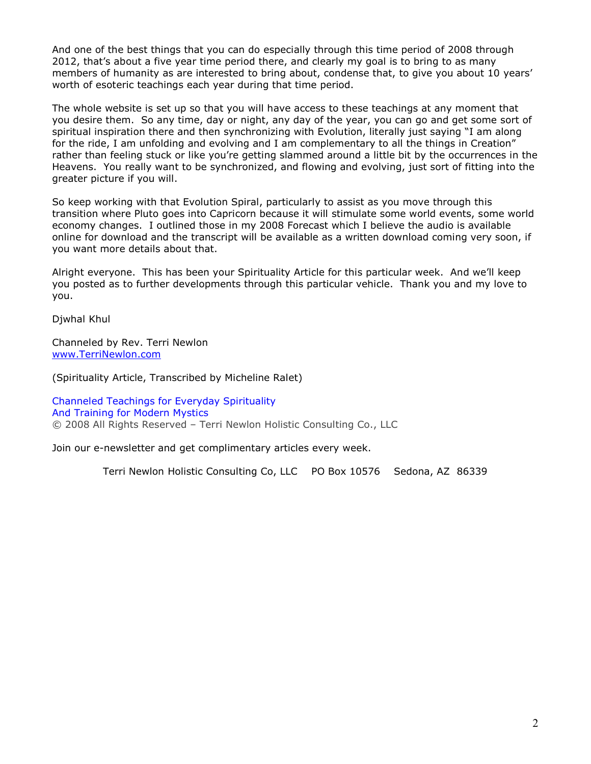And one of the best things that you can do especially through this time period of 2008 through 2012, that's about a five year time period there, and clearly my goal is to bring to as many members of humanity as are interested to bring about, condense that, to give you about 10 years' worth of esoteric teachings each year during that time period.

The whole website is set up so that you will have access to these teachings at any moment that you desire them. So any time, day or night, any day of the year, you can go and get some sort of spiritual inspiration there and then synchronizing with Evolution, literally just saying "I am along for the ride, I am unfolding and evolving and I am complementary to all the things in Creation" rather than feeling stuck or like you're getting slammed around a little bit by the occurrences in the Heavens. You really want to be synchronized, and flowing and evolving, just sort of fitting into the greater picture if you will.

So keep working with that Evolution Spiral, particularly to assist as you move through this transition where Pluto goes into Capricorn because it will stimulate some world events, some world economy changes. I outlined those in my 2008 Forecast which I believe the audio is available online for download and the transcript will be available as a written download coming very soon, if you want more details about that.

Alright everyone. This has been your Spirituality Article for this particular week. And we'll keep you posted as to further developments through this particular vehicle. Thank you and my love to you.

Djwhal Khul

Channeled by Rev. Terri Newlon
[www.TerriNewlon.com](http://www.TerriNewlon.com)

(Spirituality Article, Transcribed by Micheline Ralet)

Channeled Teachings for Everyday Spirituality
And Training for Modern Mystics
© 2008 All Rights Reserved – Terri Newlon Holistic Consulting Co., LLC

Join our e-newsletter and get complimentary articles every week.

Terri Newlon Holistic Consulting Co, LLC PO Box 10576 Sedona, AZ 86339